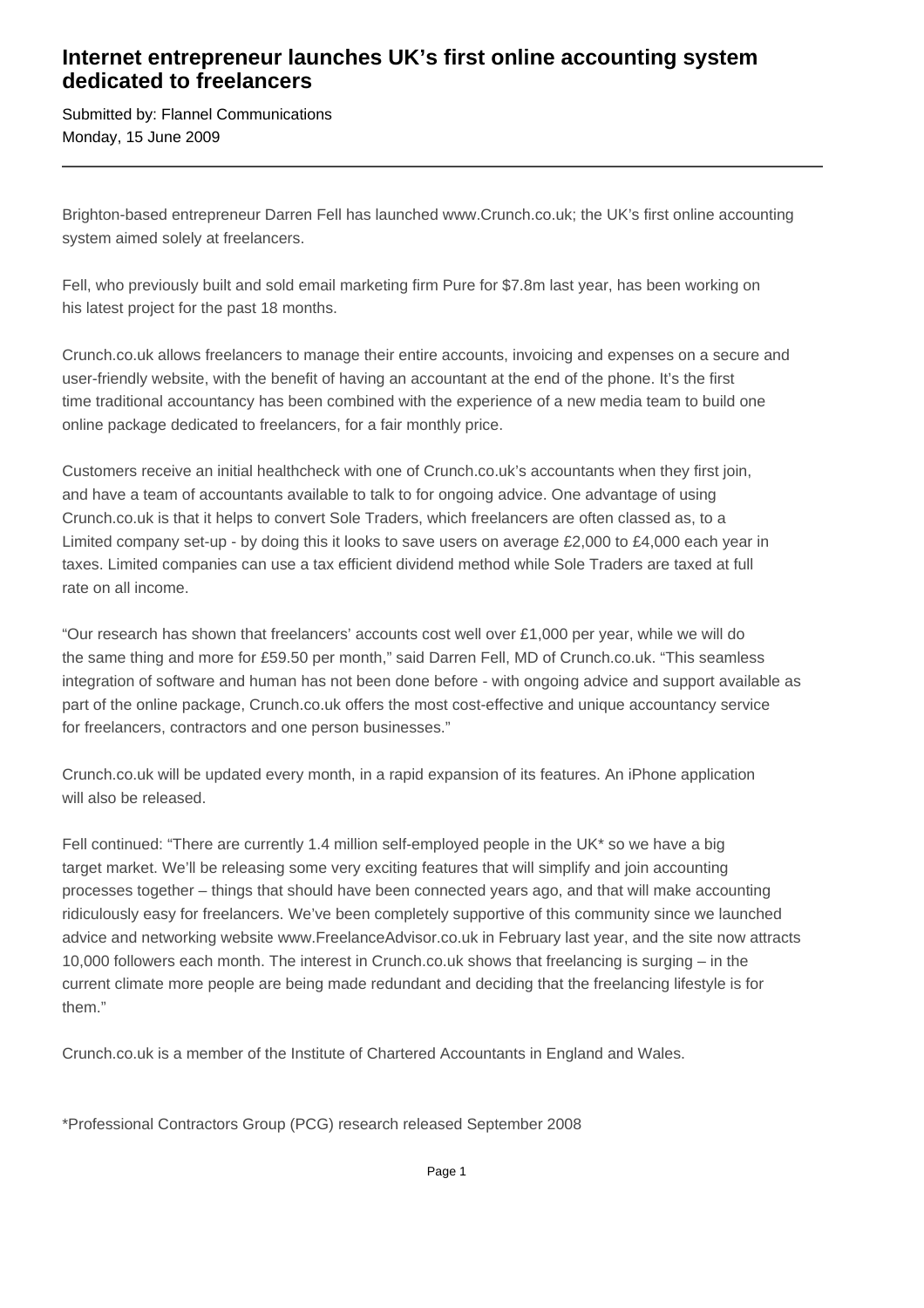# Internet entrepreneur launches UK's first online accounting system dedicated to freelancers

Submitted by: Flannel Communications
Monday, 15 June 2009

---

Brighton-based entrepreneur Darren Fell has launched www.Crunch.co.uk; the UK's first online accounting system aimed solely at freelancers.

Fell, who previously built and sold email marketing firm Pure for $7.8m last year, has been working on his latest project for the past 18 months.

Crunch.co.uk allows freelancers to manage their entire accounts, invoicing and expenses on a secure and user-friendly website, with the benefit of having an accountant at the end of the phone. It's the first time traditional accountancy has been combined with the experience of a new media team to build one online package dedicated to freelancers, for a fair monthly price.

Customers receive an initial healthcheck with one of Crunch.co.uk's accountants when they first join, and have a team of accountants available to talk to for ongoing advice. One advantage of using Crunch.co.uk is that it helps to convert Sole Traders, which freelancers are often classed as, to a Limited company set-up - by doing this it looks to save users on average £2,000 to £4,000 each year in taxes. Limited companies can use a tax efficient dividend method while Sole Traders are taxed at full rate on all income.

"Our research has shown that freelancers' accounts cost well over £1,000 per year, while we will do the same thing and more for £59.50 per month," said Darren Fell, MD of Crunch.co.uk. "This seamless integration of software and human has not been done before - with ongoing advice and support available as part of the online package, Crunch.co.uk offers the most cost-effective and unique accountancy service for freelancers, contractors and one person businesses."

Crunch.co.uk will be updated every month, in a rapid expansion of its features. An iPhone application will also be released.

Fell continued: "There are currently 1.4 million self-employed people in the UK* so we have a big target market. We'll be releasing some very exciting features that will simplify and join accounting processes together – things that should have been connected years ago, and that will make accounting ridiculously easy for freelancers. We've been completely supportive of this community since we launched advice and networking website www.FreelanceAdvisor.co.uk in February last year, and the site now attracts 10,000 followers each month. The interest in Crunch.co.uk shows that freelancing is surging – in the current climate more people are being made redundant and deciding that the freelancing lifestyle is for them."

Crunch.co.uk is a member of the Institute of Chartered Accountants in England and Wales.

*Professional Contractors Group (PCG) research released September 2008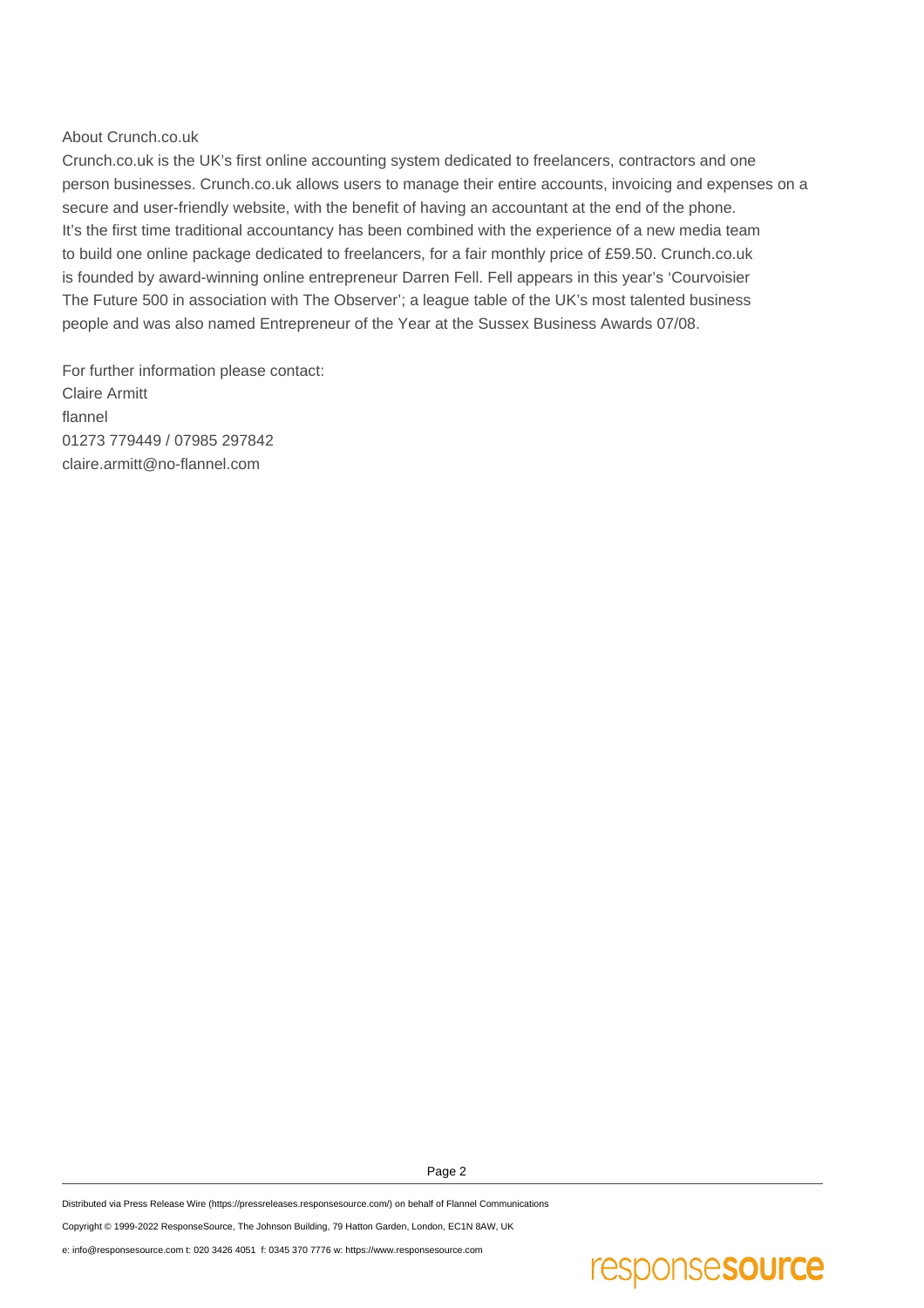About Crunch.co.uk

Crunch.co.uk is the UK's first online accounting system dedicated to freelancers, contractors and one person businesses. Crunch.co.uk allows users to manage their entire accounts, invoicing and expenses on a secure and user-friendly website, with the benefit of having an accountant at the end of the phone. It's the first time traditional accountancy has been combined with the experience of a new media team to build one online package dedicated to freelancers, for a fair monthly price of £59.50. Crunch.co.uk is founded by award-winning online entrepreneur Darren Fell. Fell appears in this year's 'Courvoisier The Future 500 in association with The Observer'; a league table of the UK's most talented business people and was also named Entrepreneur of the Year at the Sussex Business Awards 07/08.

For further information please contact:
Claire Armitt
flannel
01273 779449 / 07985 297842
claire.armitt@no-flannel.com

Distributed via Press Release Wire (https://pressreleases.responsesource.com/) on behalf of Flannel Communications

Copyright © 1999-2022 ResponseSource, The Johnson Building, 79 Hatton Garden, London, EC1N 8AW, UK

e: info@responsesource.com t: 020 3426 4051 f: 0345 370 7776 w: https://www.responsesource.com

responsesource